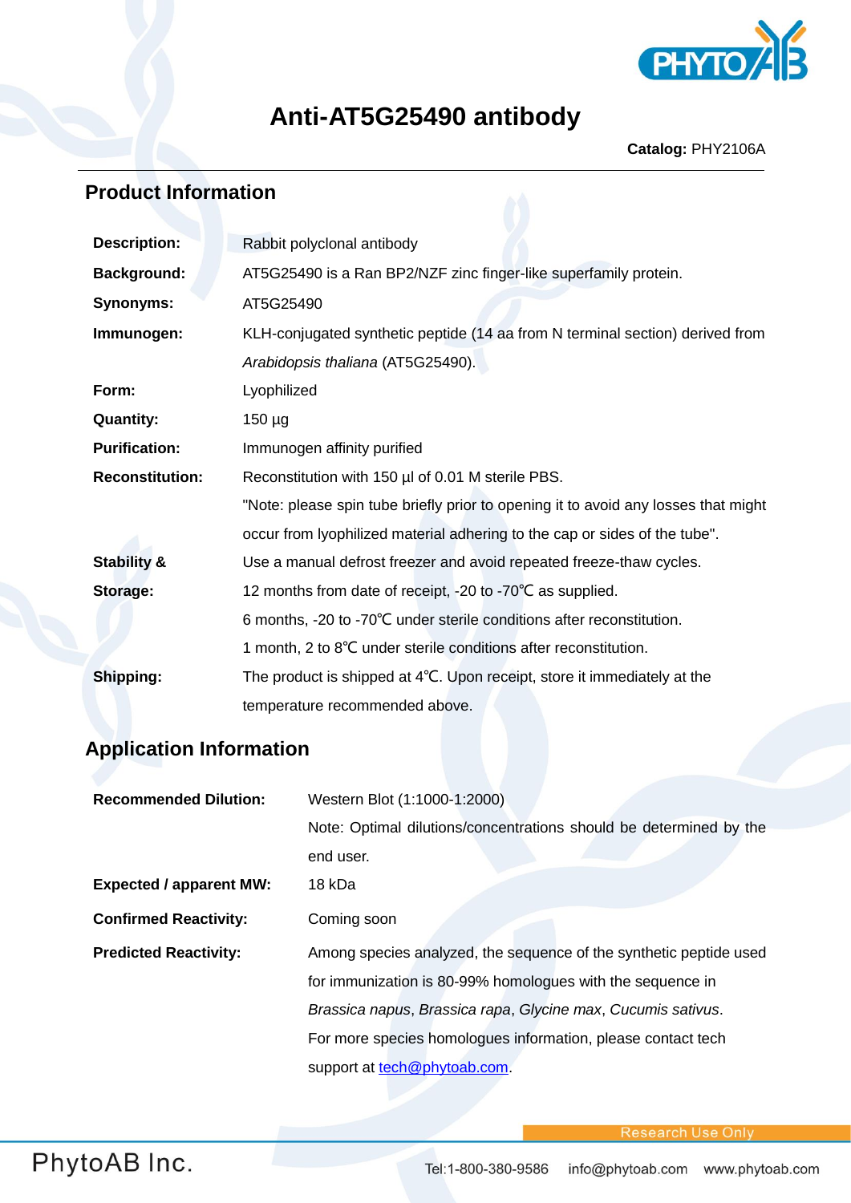# Anti-AT5G25490 antibody

**Catalog:** PHY2106A

## Product Information

| | |
|---|---|
| **Description:** | Rabbit polyclonal antibody |
| **Background:** | AT5G25490 is a Ran BP2/NZF zinc finger-like superfamily protein. |
| **Synonyms:** | AT5G25490 |
| **Immunogen:** | KLH-conjugated synthetic peptide (14 aa from N terminal section) derived from *Arabidopsis thaliana* (AT5G25490). |
| **Form:** | Lyophilized |
| **Quantity:** | 150 µg |
| **Purification:** | Immunogen affinity purified |
| **Reconstitution:** | Reconstitution with 150 µl of 0.01 M sterile PBS. "Note: please spin tube briefly prior to opening it to avoid any losses that might occur from lyophilized material adhering to the cap or sides of the tube". |
| **Stability & Storage:** | Use a manual defrost freezer and avoid repeated freeze-thaw cycles. 12 months from date of receipt, -20 to -70℃ as supplied. 6 months, -20 to -70℃ under sterile conditions after reconstitution. 1 month, 2 to 8℃ under sterile conditions after reconstitution. |
| **Shipping:** | The product is shipped at 4℃. Upon receipt, store it immediately at the temperature recommended above. |

## Application Information

| | |
|---|---|
| **Recommended Dilution:** | Western Blot (1:1000-1:2000) Note: Optimal dilutions/concentrations should be determined by the end user. |
| **Expected / apparent MW:** | 18 kDa |
| **Confirmed Reactivity:** | Coming soon |
| **Predicted Reactivity:** | Among species analyzed, the sequence of the synthetic peptide used for immunization is 80-99% homologues with the sequence in *Brassica napus*, *Brassica rapa*, *Glycine max*, *Cucumis sativus*. For more species homologues information, please contact tech support at tech@phytoab.com. |

Research Use Only

PhytoAB Inc.

Tel:1-800-380-9586 info@phytoab.com www.phytoab.com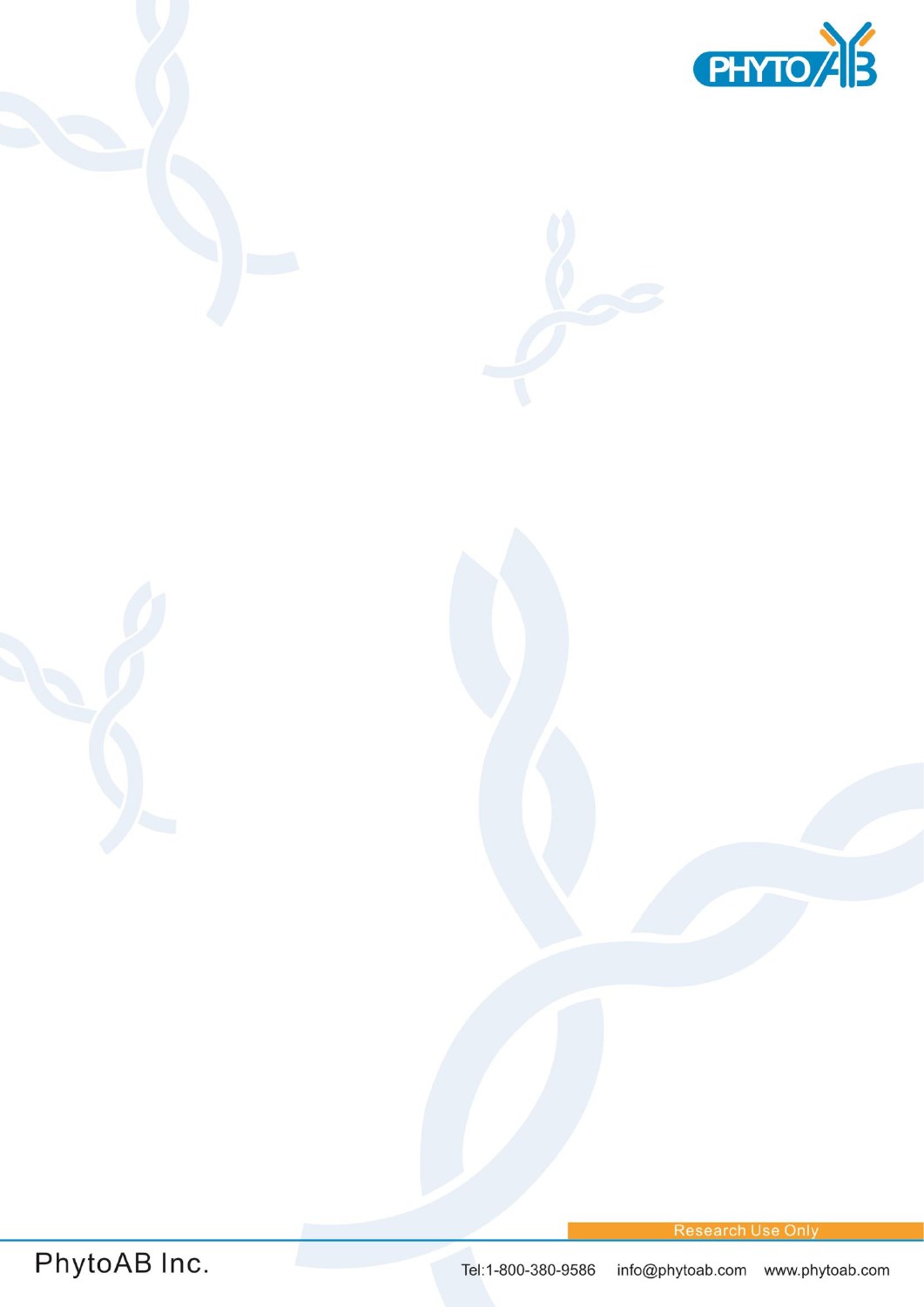Research Use Only

PhytoAB Inc.

Tel:1-800-380-9586 info@phytoab.com www.phytoab.com